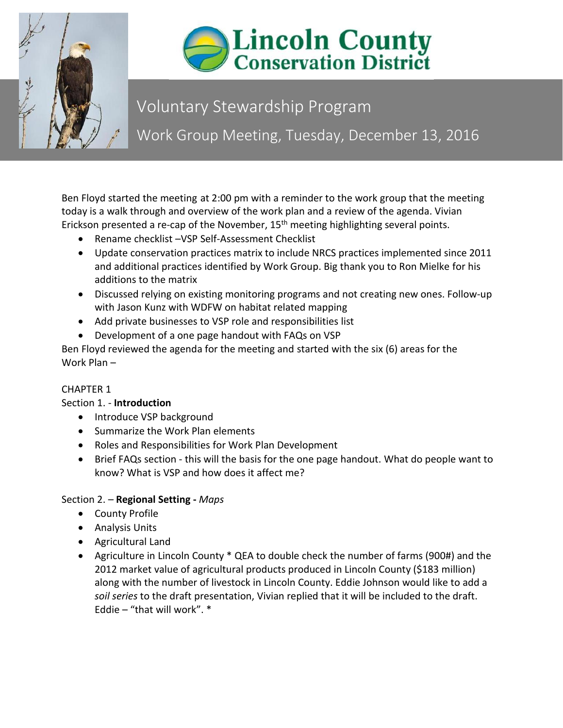# Lincoln County Conservation District

## Voluntary Stewardship Program

## Work Group Meeting, Tuesday, December 13, 2016

Ben Floyd started the meeting at 2:00 pm with a reminder to the work group that the meeting today is a walk through and overview of the work plan and a review of the agenda. Vivian Erickson presented a re-cap of the November, 15th meeting highlighting several points.

- Rename checklist –VSP Self-Assessment Checklist
- Update conservation practices matrix to include NRCS practices implemented since 2011 and additional practices identified by Work Group. Big thank you to Ron Mielke for his additions to the matrix
- Discussed relying on existing monitoring programs and not creating new ones. Follow-up with Jason Kunz with WDFW on habitat related mapping
- Add private businesses to VSP role and responsibilities list
- Development of a one page handout with FAQs on VSP

Ben Floyd reviewed the agenda for the meeting and started with the six (6) areas for the Work Plan –

CHAPTER 1

Section 1. - **Introduction**

- Introduce VSP background
- Summarize the Work Plan elements
- Roles and Responsibilities for Work Plan Development
- Brief FAQs section - this will the basis for the one page handout. What do people want to know? What is VSP and how does it affect me?

Section 2. – **Regional Setting -** *Maps*

- County Profile
- Analysis Units
- Agricultural Land
- Agriculture in Lincoln County * QEA to double check the number of farms (900#) and the 2012 market value of agricultural products produced in Lincoln County ($183 million) along with the number of livestock in Lincoln County. Eddie Johnson would like to add a *soil series* to the draft presentation, Vivian replied that it will be included to the draft. Eddie – "that will work". *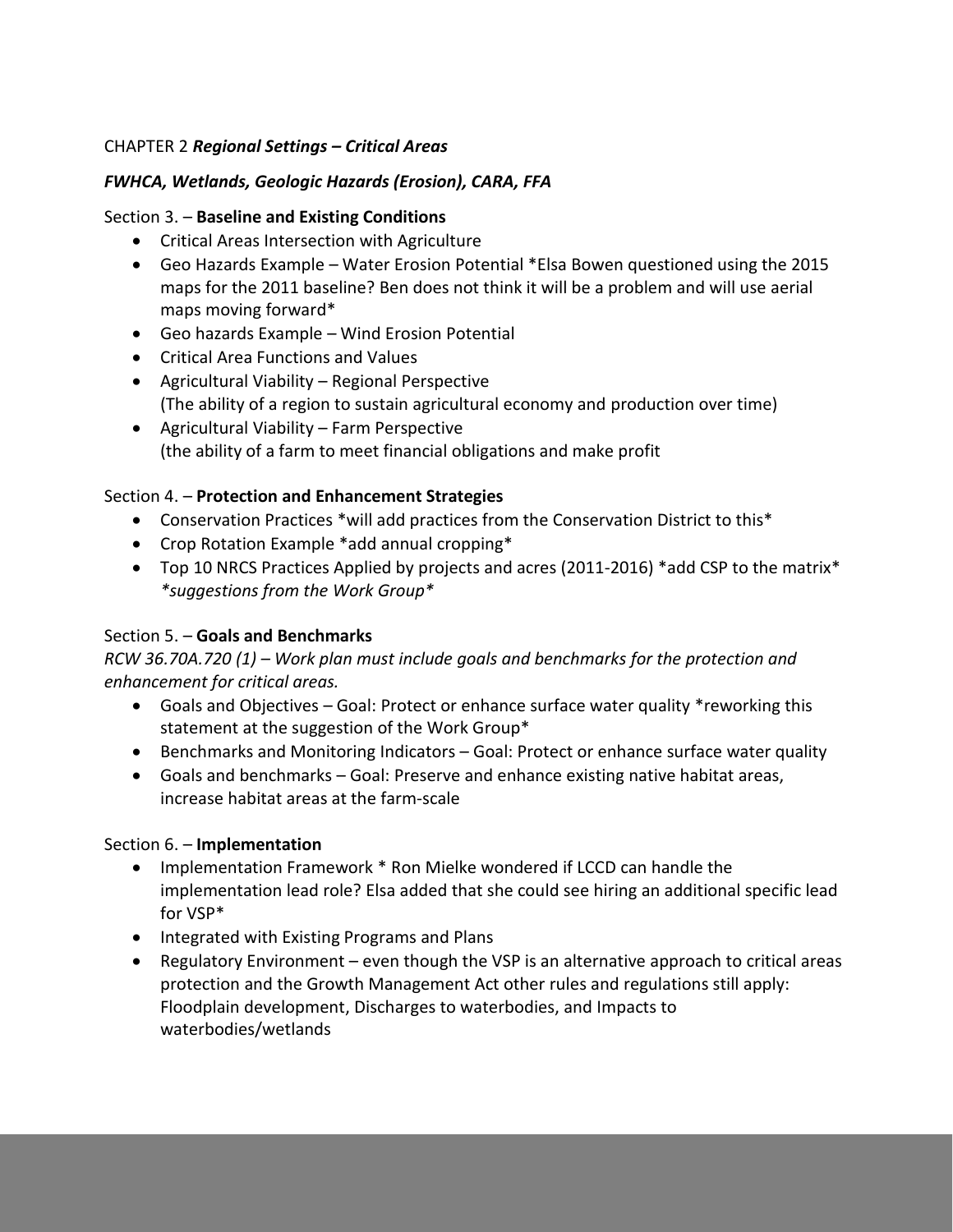CHAPTER 2 ***Regional Settings – Critical Areas***

***FWHCA, Wetlands, Geologic Hazards (Erosion), CARA, FFA***

Section 3. – **Baseline and Existing Conditions**

- Critical Areas Intersection with Agriculture
- Geo Hazards Example – Water Erosion Potential *Elsa Bowen questioned using the 2015 maps for the 2011 baseline? Ben does not think it will be a problem and will use aerial maps moving forward*
- Geo hazards Example – Wind Erosion Potential
- Critical Area Functions and Values
- Agricultural Viability – Regional Perspective
  (The ability of a region to sustain agricultural economy and production over time)
- Agricultural Viability – Farm Perspective
  (the ability of a farm to meet financial obligations and make profit

Section 4. – **Protection and Enhancement Strategies**

- Conservation Practices *will add practices from the Conservation District to this*
- Crop Rotation Example *add annual cropping*
- Top 10 NRCS Practices Applied by projects and acres (2011-2016) *add CSP to the matrix* *\*suggestions from the Work Group\**

Section 5. – **Goals and Benchmarks**

*RCW 36.70A.720 (1) – Work plan must include goals and benchmarks for the protection and enhancement for critical areas.*

- Goals and Objectives – Goal: Protect or enhance surface water quality *reworking this statement at the suggestion of the Work Group*
- Benchmarks and Monitoring Indicators – Goal: Protect or enhance surface water quality
- Goals and benchmarks – Goal: Preserve and enhance existing native habitat areas, increase habitat areas at the farm-scale

Section 6. – **Implementation**

- Implementation Framework * Ron Mielke wondered if LCCD can handle the implementation lead role? Elsa added that she could see hiring an additional specific lead for VSP*
- Integrated with Existing Programs and Plans
- Regulatory Environment – even though the VSP is an alternative approach to critical areas protection and the Growth Management Act other rules and regulations still apply: Floodplain development, Discharges to waterbodies, and Impacts to waterbodies/wetlands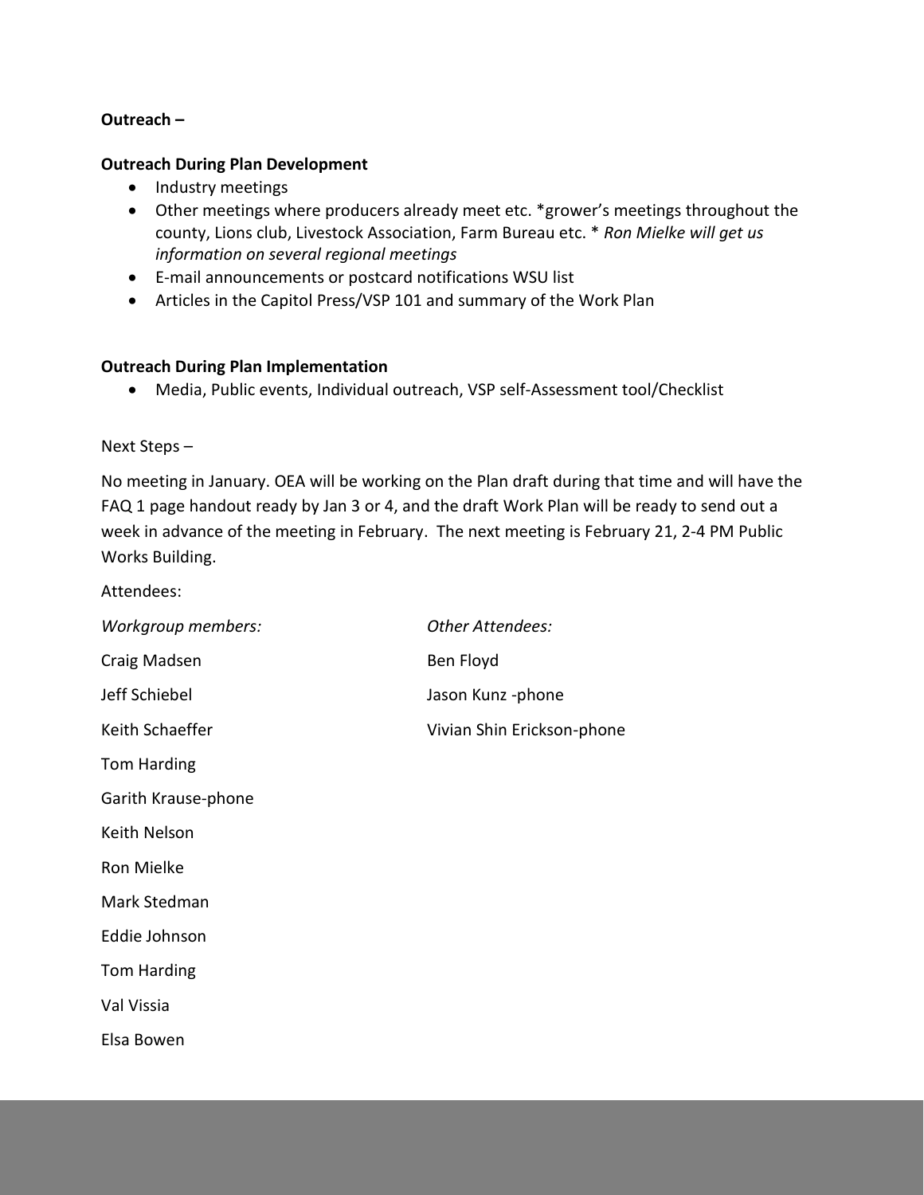**Outreach –**

**Outreach During Plan Development**

- Industry meetings
- Other meetings where producers already meet etc. *grower's meetings throughout the county, Lions club, Livestock Association, Farm Bureau etc. * *Ron Mielke will get us information on several regional meetings*
- E-mail announcements or postcard notifications WSU list
- Articles in the Capitol Press/VSP 101 and summary of the Work Plan

**Outreach During Plan Implementation**

- Media, Public events, Individual outreach, VSP self-Assessment tool/Checklist

Next Steps –

No meeting in January. OEA will be working on the Plan draft during that time and will have the FAQ 1 page handout ready by Jan 3 or 4, and the draft Work Plan will be ready to send out a week in advance of the meeting in February. The next meeting is February 21, 2-4 PM Public Works Building.

Attendees:

| *Workgroup members:* | *Other Attendees:* |
|---|---|
| Craig Madsen | Ben Floyd |
| Jeff Schiebel | Jason Kunz -phone |
| Keith Schaeffer | Vivian Shin Erickson-phone |
| Tom Harding | |
| Garith Krause-phone | |
| Keith Nelson | |
| Ron Mielke | |
| Mark Stedman | |
| Eddie Johnson | |
| Tom Harding | |
| Val Vissia | |
| Elsa Bowen | |